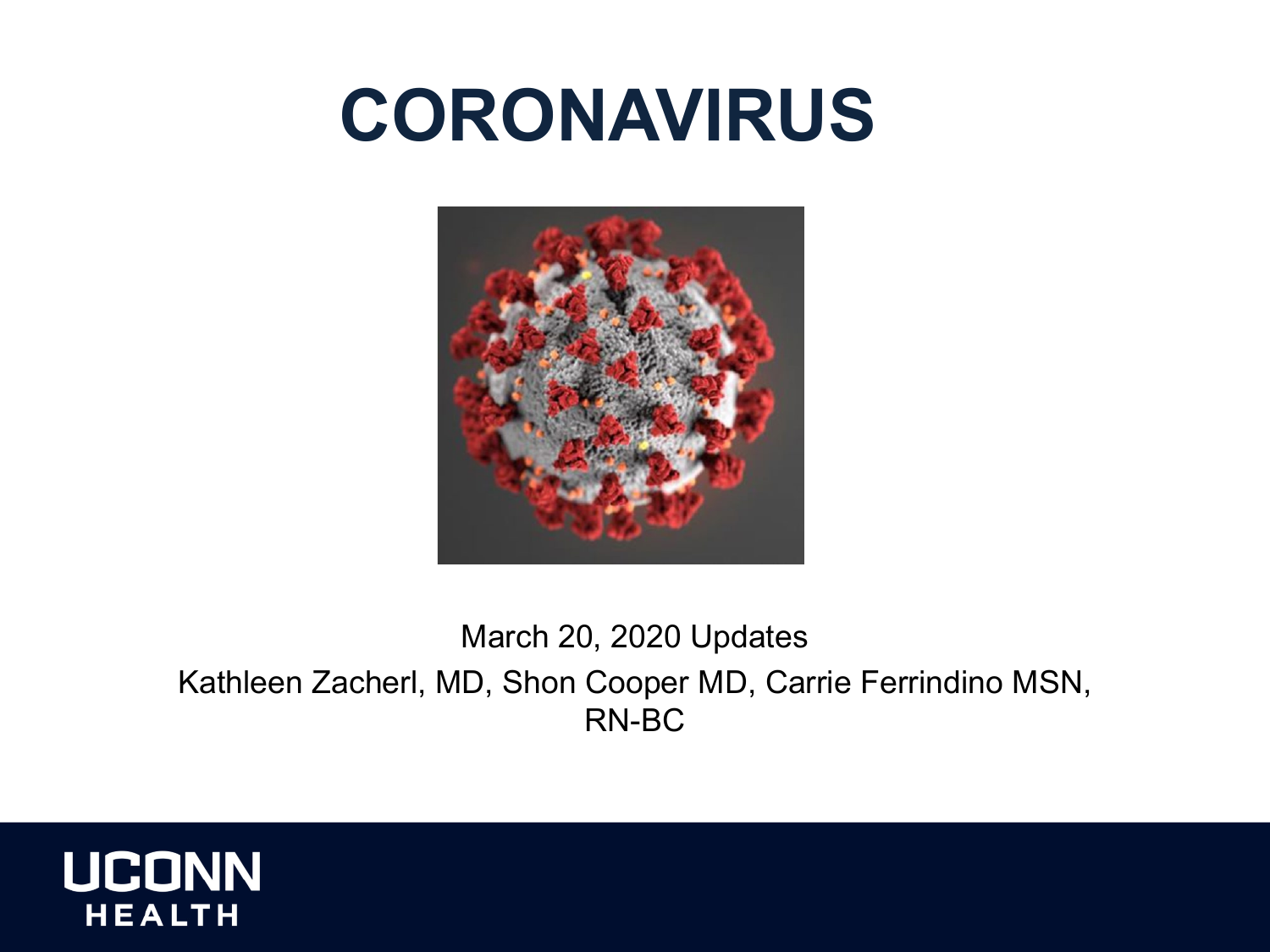# CORONAVIRUS

March 20, 2020 Updates

Kathleen Zacherl, MD, Shon Cooper MD, Carrie Ferrindino MSN, RN-BC

UCONN HEALTH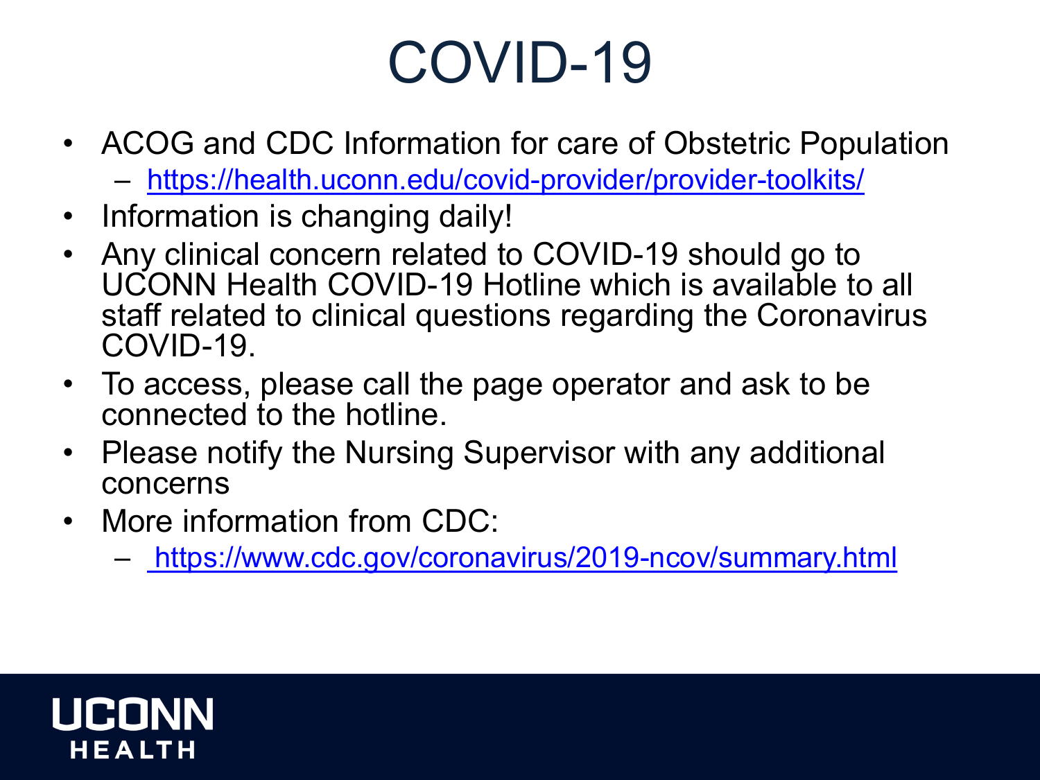# COVID-19

- ACOG and CDC Information for care of Obstetric Population
  - https://health.uconn.edu/covid-provider/provider-toolkits/
- Information is changing daily!
- Any clinical concern related to COVID-19 should go to UCONN Health COVID-19 Hotline which is available to all staff related to clinical questions regarding the Coronavirus COVID-19.
- To access, please call the page operator and ask to be connected to the hotline.
- Please notify the Nursing Supervisor with any additional concerns
- More information from CDC:
  - https://www.cdc.gov/coronavirus/2019-ncov/summary.html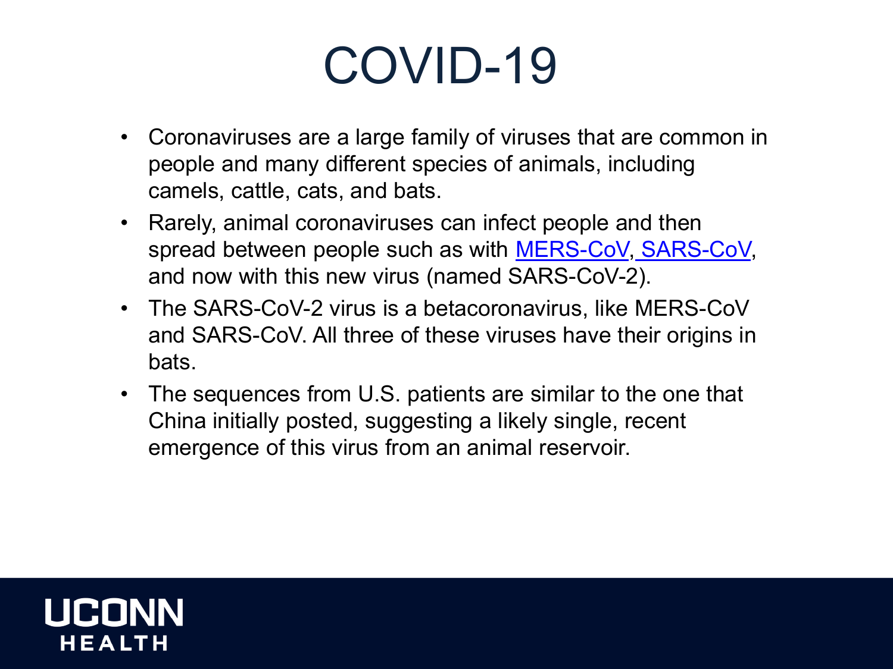# COVID-19

- Coronaviruses are a large family of viruses that are common in people and many different species of animals, including camels, cattle, cats, and bats.
- Rarely, animal coronaviruses can infect people and then spread between people such as with MERS-CoV, SARS-CoV, and now with this new virus (named SARS-CoV-2).
- The SARS-CoV-2 virus is a betacoronavirus, like MERS-CoV and SARS-CoV. All three of these viruses have their origins in bats.
- The sequences from U.S. patients are similar to the one that China initially posted, suggesting a likely single, recent emergence of this virus from an animal reservoir.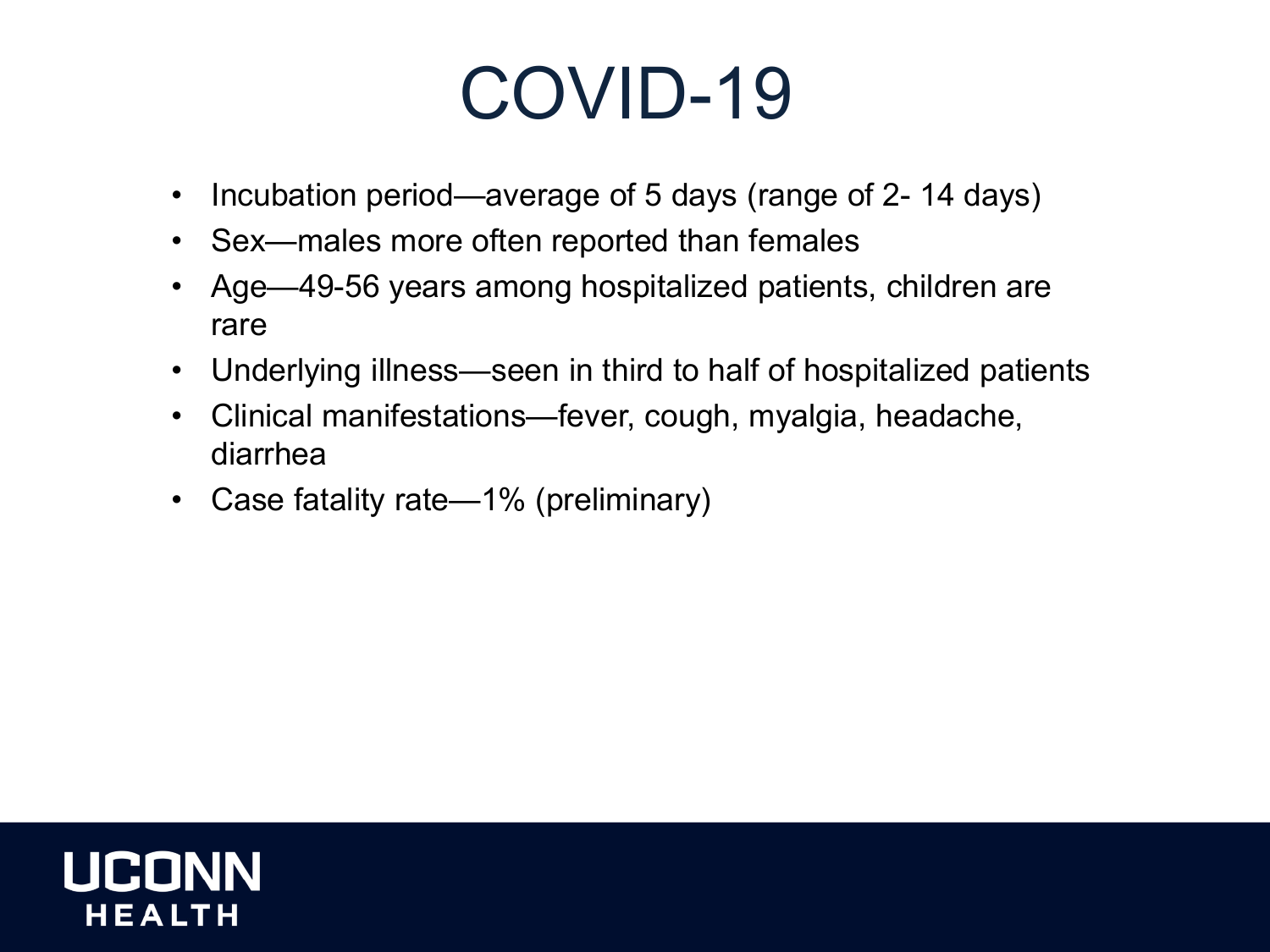# COVID-19

- Incubation period—average of 5 days (range of 2- 14 days)
- Sex—males more often reported than females
- Age—49-56 years among hospitalized patients, children are rare
- Underlying illness—seen in third to half of hospitalized patients
- Clinical manifestations—fever, cough, myalgia, headache, diarrhea
- Case fatality rate—1% (preliminary)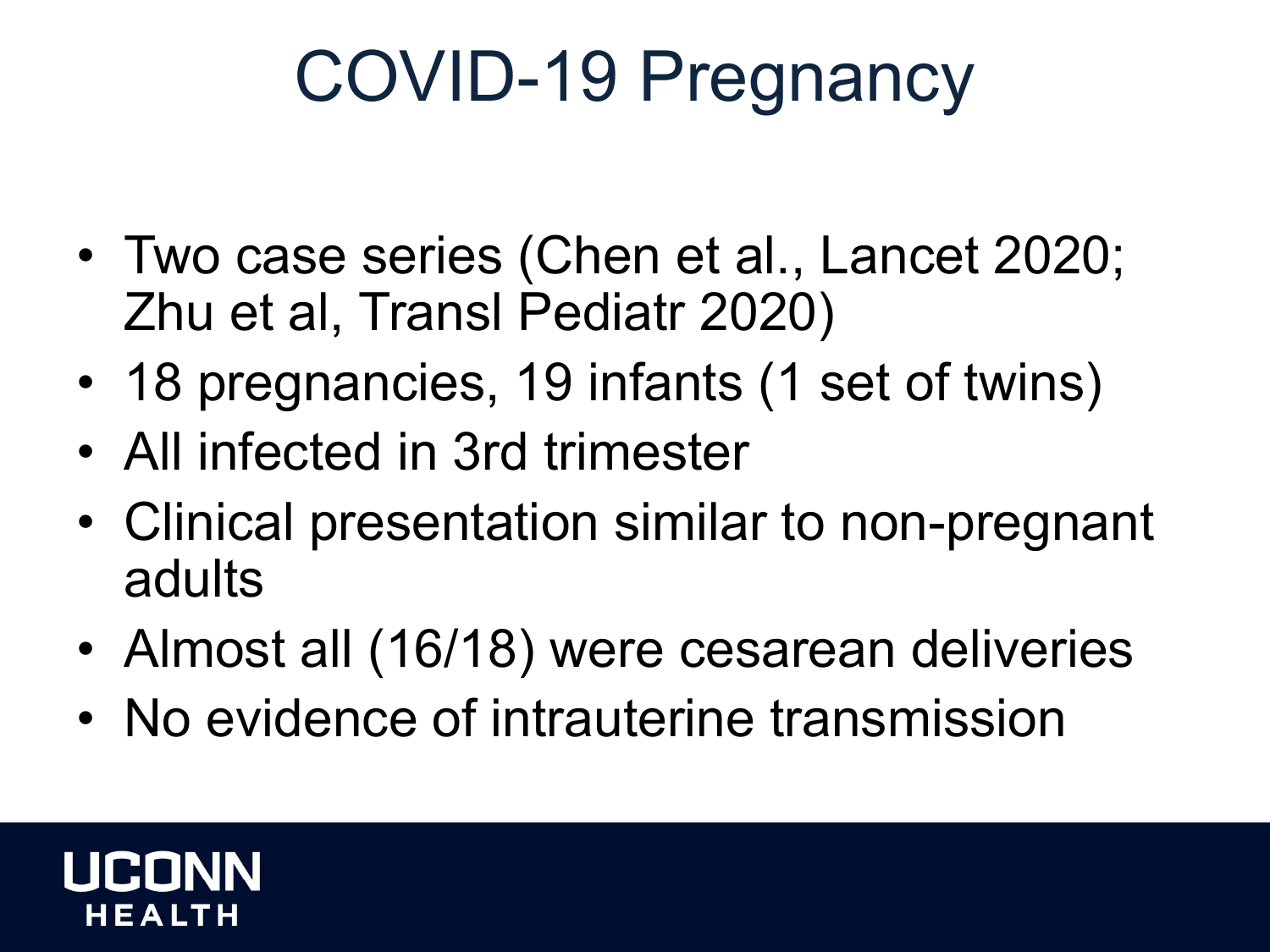# COVID-19 Pregnancy

- Two case series (Chen et al., Lancet 2020; Zhu et al, Transl Pediatr 2020)
- 18 pregnancies, 19 infants (1 set of twins)
- All infected in 3rd trimester
- Clinical presentation similar to non-pregnant adults
- Almost all (16/18) were cesarean deliveries
- No evidence of intrauterine transmission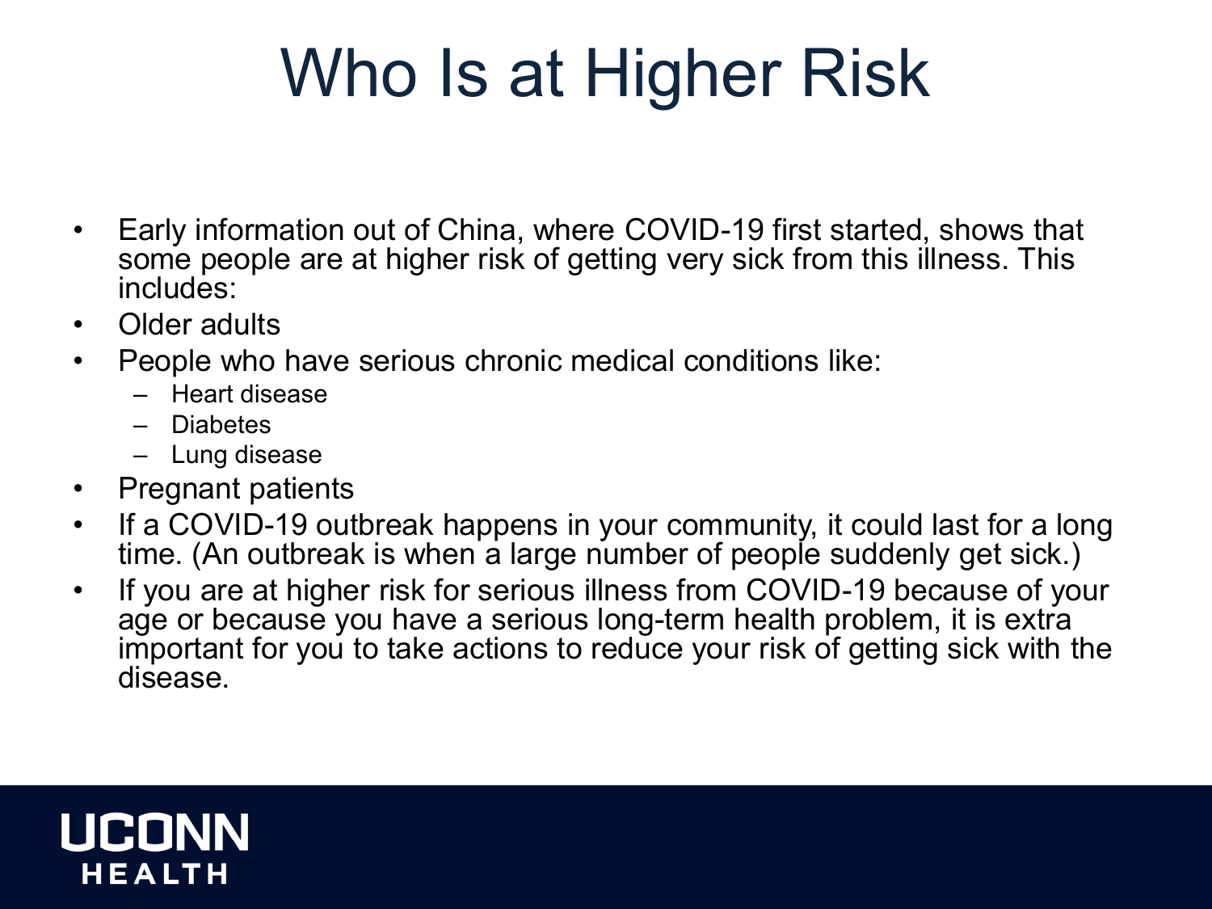# Who Is at Higher Risk

- Early information out of China, where COVID-19 first started, shows that some people are at higher risk of getting very sick from this illness. This includes:
- Older adults
- People who have serious chronic medical conditions like:
  - Heart disease
  - Diabetes
  - Lung disease
- Pregnant patients
- If a COVID-19 outbreak happens in your community, it could last for a long time. (An outbreak is when a large number of people suddenly get sick.)
- If you are at higher risk for serious illness from COVID-19 because of your age or because you have a serious long-term health problem, it is extra important for you to take actions to reduce your risk of getting sick with the disease.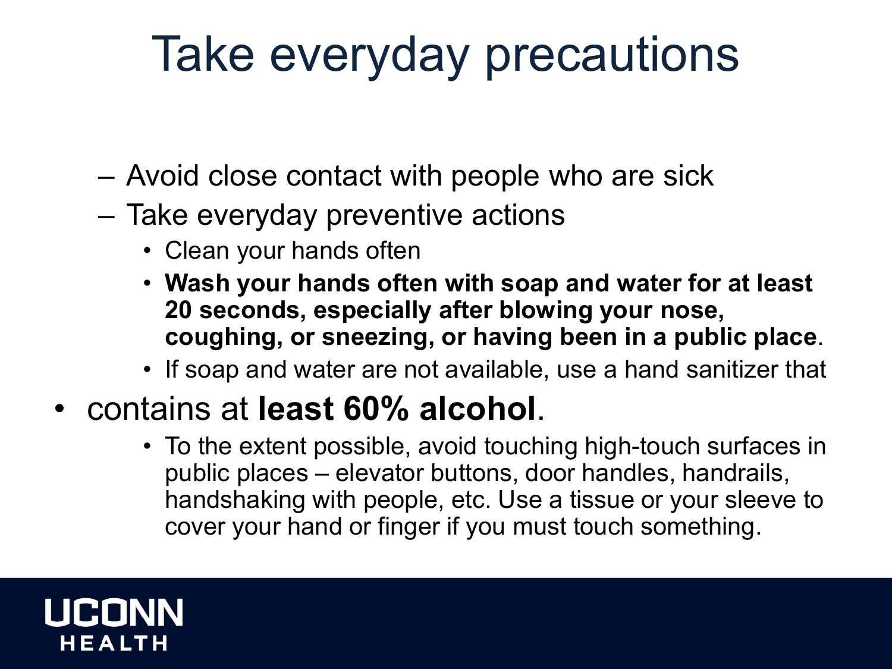# Take everyday precautions

- Avoid close contact with people who are sick
- Take everyday preventive actions
  - Clean your hands often
  - **Wash your hands often with soap and water for at least 20 seconds, especially after blowing your nose, coughing, or sneezing, or having been in a public place**.
  - If soap and water are not available, use a hand sanitizer that

- contains at **least 60% alcohol**.
  - To the extent possible, avoid touching high-touch surfaces in public places – elevator buttons, door handles, handrails, handshaking with people, etc. Use a tissue or your sleeve to cover your hand or finger if you must touch something.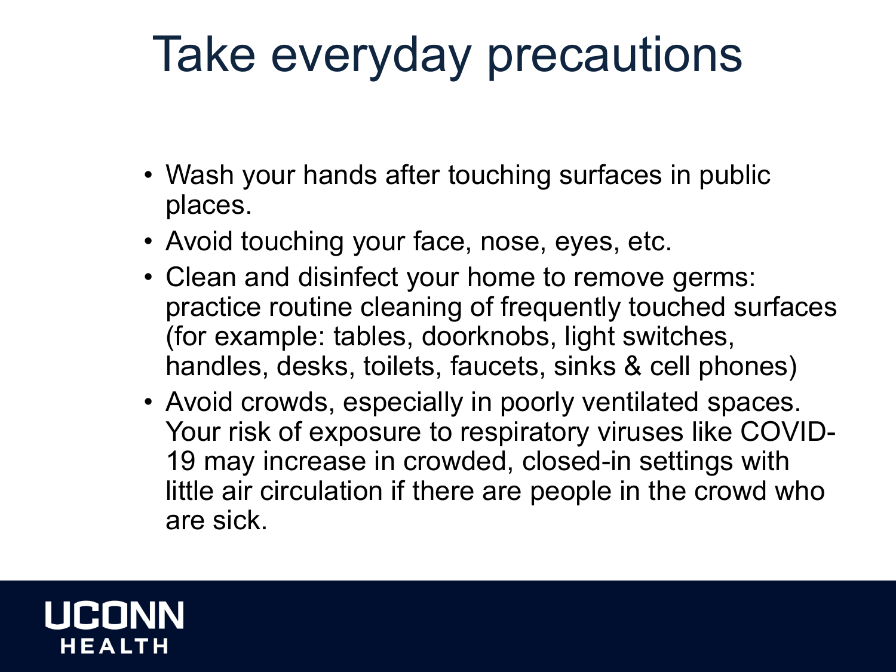# Take everyday precautions

- Wash your hands after touching surfaces in public places.
- Avoid touching your face, nose, eyes, etc.
- Clean and disinfect your home to remove germs: practice routine cleaning of frequently touched surfaces (for example: tables, doorknobs, light switches, handles, desks, toilets, faucets, sinks & cell phones)
- Avoid crowds, especially in poorly ventilated spaces. Your risk of exposure to respiratory viruses like COVID-19 may increase in crowded, closed-in settings with little air circulation if there are people in the crowd who are sick.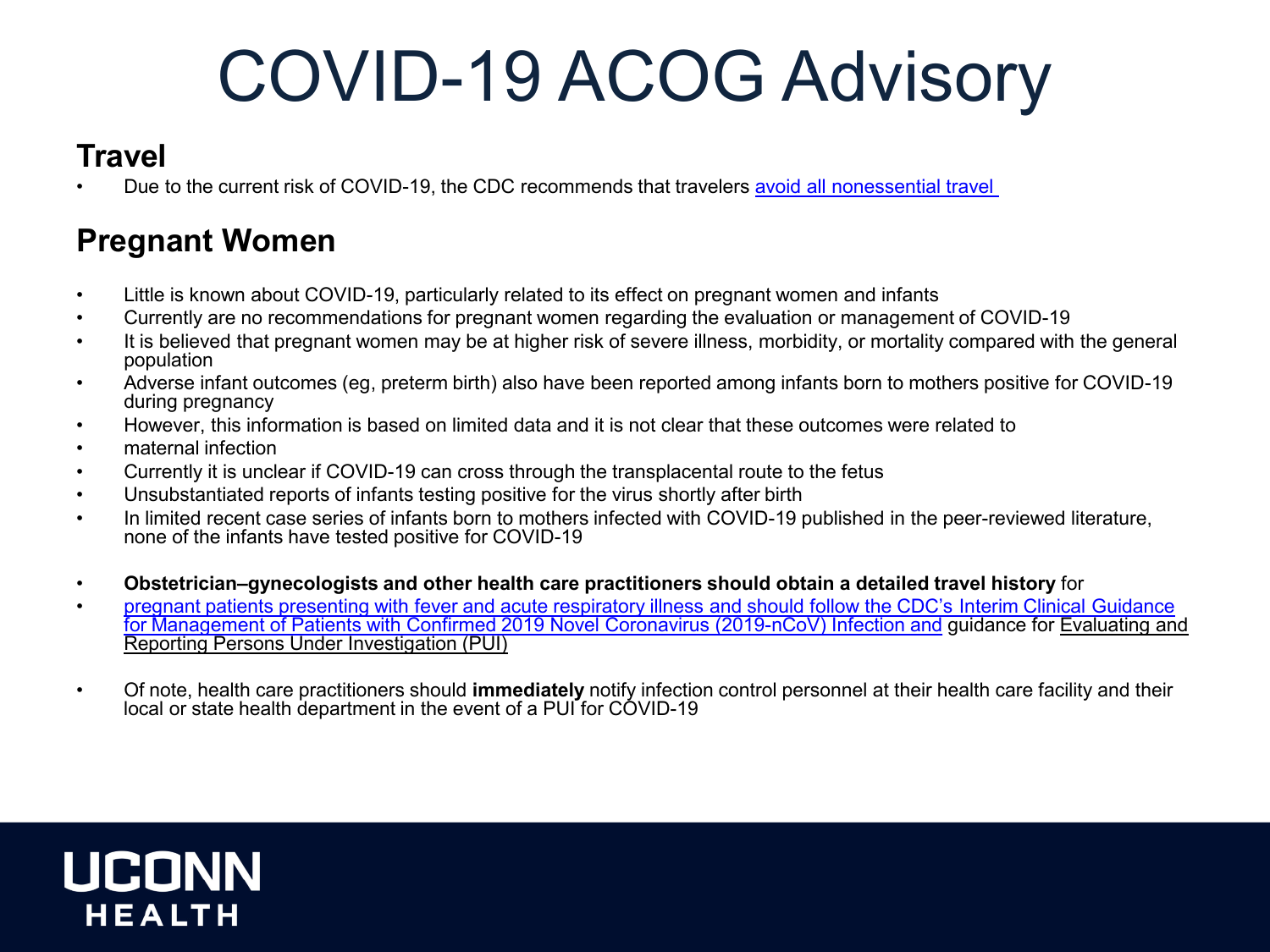# COVID-19 ACOG Advisory

## Travel

- Due to the current risk of COVID-19, the CDC recommends that travelers avoid all nonessential travel

## Pregnant Women

- Little is known about COVID-19, particularly related to its effect on pregnant women and infants
- Currently are no recommendations for pregnant women regarding the evaluation or management of COVID-19
- It is believed that pregnant women may be at higher risk of severe illness, morbidity, or mortality compared with the general population
- Adverse infant outcomes (eg, preterm birth) also have been reported among infants born to mothers positive for COVID-19 during pregnancy
- However, this information is based on limited data and it is not clear that these outcomes were related to
- maternal infection
- Currently it is unclear if COVID-19 can cross through the transplacental route to the fetus
- Unsubstantiated reports of infants testing positive for the virus shortly after birth
- In limited recent case series of infants born to mothers infected with COVID-19 published in the peer-reviewed literature, none of the infants have tested positive for COVID-19

- **Obstetrician–gynecologists and other health care practitioners should obtain a detailed travel history** for
- pregnant patients presenting with fever and acute respiratory illness and should follow the CDC's Interim Clinical Guidance for Management of Patients with Confirmed 2019 Novel Coronavirus (2019-nCoV) Infection and guidance for Evaluating and Reporting Persons Under Investigation (PUI)

- Of note, health care practitioners should **immediately** notify infection control personnel at their health care facility and their local or state health department in the event of a PUI for COVID-19

UCONN HEALTH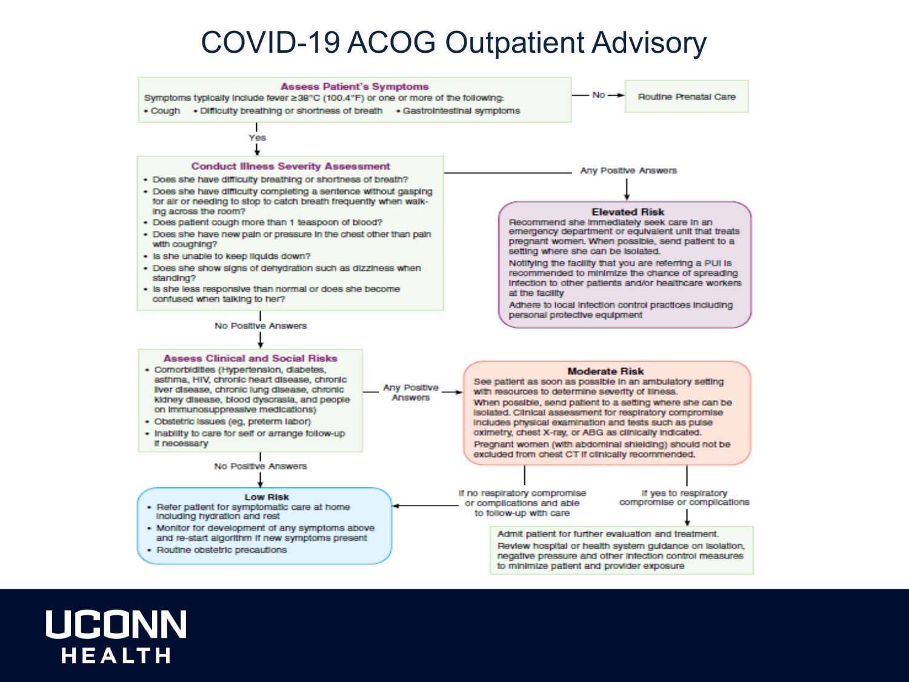# COVID-19 ACOG Outpatient Advisory

## Assess Patient's Symptoms

Symptoms typically include fever ≥38°C (100.4°F) or one or more of the following:

- Cough
- Difficulty breathing or shortness of breath
- Gastrointestinal symptoms

**No →** Routine Prenatal Care

**Yes ↓**

## Conduct Illness Severity Assessment

- Does she have difficulty breathing or shortness of breath?
- Does she have difficulty completing a sentence without gasping for air or needing to stop to catch breath frequently when walking across the room?
- Does patient cough more than 1 teaspoon of blood?
- Does she have new pain or pressure in the chest other than pain with coughing?
- Is she unable to keep liquids down?
- Does she show signs of dehydration such as dizziness when standing?
- Is she less responsive than normal or does she become confused when talking to her?

**Any Positive Answers →**

### Elevated Risk

Recommend she immediately seek care in an emergency department or equivalent unit that treats pregnant women. When possible, send patient to a setting where she can be isolated.

Notifying the facility that you are referring a PUI is recommended to minimize the chance of spreading infection to other patients and/or healthcare workers at the facility

Adhere to local infection control practices including personal protective equipment

**No Positive Answers ↓**

## Assess Clinical and Social Risks

- Comorbidities (Hypertension, diabetes, asthma, HIV, chronic heart disease, chronic liver disease, chronic lung disease, chronic kidney disease, blood dyscrasia, and people on immunosuppressive medications)
- Obstetric issues (eg, preterm labor)
- Inability to care for self or arrange follow-up if necessary

**Any Positive Answers →**

### Moderate Risk

See patient as soon as possible in an ambulatory setting with resources to determine severity of illness.

When possible, send patient to a setting where she can be isolated. Clinical assessment for respiratory compromise includes physical examination and tests such as pulse oximetry, chest X-ray, or ABG as clinically indicated.

Pregnant women (with abdominal shielding) should not be excluded from chest CT if clinically recommended.

- **If no respiratory compromise or complications and able to follow-up with care →** Low Risk
- **If yes to respiratory compromise or complications →** Admit patient for further evaluation and treatment. Review hospital or health system guidance on isolation, negative pressure and other infection control measures to minimize patient and provider exposure

**No Positive Answers ↓**

### Low Risk

- Refer patient for symptomatic care at home including hydration and rest
- Monitor for development of any symptoms above and re-start algorithm if new symptoms present
- Routine obstetric precautions

UCONN HEALTH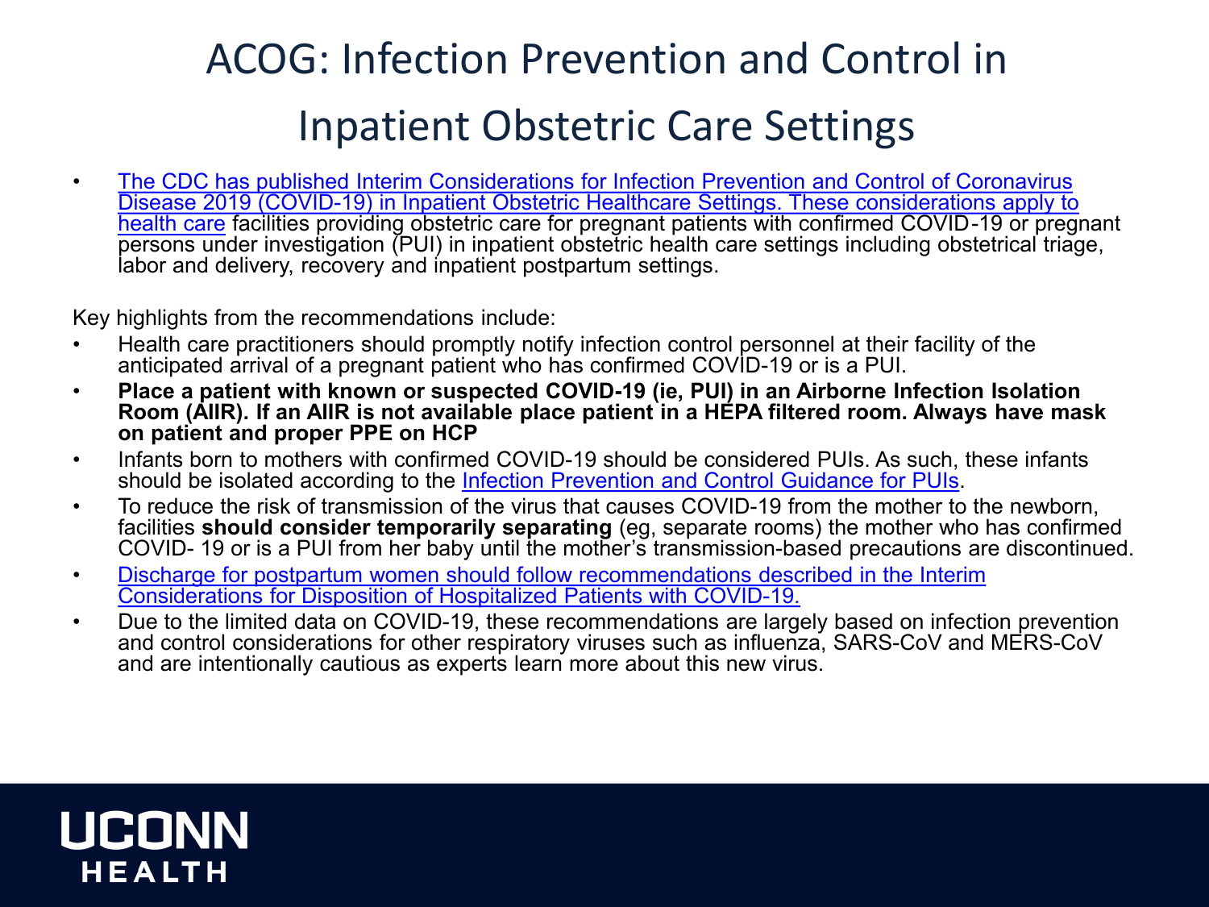# ACOG: Infection Prevention and Control in Inpatient Obstetric Care Settings

- The CDC has published Interim Considerations for Infection Prevention and Control of Coronavirus Disease 2019 (COVID-19) in Inpatient Obstetric Healthcare Settings. These considerations apply to health care facilities providing obstetric care for pregnant patients with confirmed COVID-19 or pregnant persons under investigation (PUI) in inpatient obstetric health care settings including obstetrical triage, labor and delivery, recovery and inpatient postpartum settings.

Key highlights from the recommendations include:

- Health care practitioners should promptly notify infection control personnel at their facility of the anticipated arrival of a pregnant patient who has confirmed COVID-19 or is a PUI.
- **Place a patient with known or suspected COVID-19 (ie, PUI) in an Airborne Infection Isolation Room (AIIR). If an AIIR is not available place patient in a HEPA filtered room. Always have mask on patient and proper PPE on HCP**
- Infants born to mothers with confirmed COVID-19 should be considered PUIs. As such, these infants should be isolated according to the Infection Prevention and Control Guidance for PUIs.
- To reduce the risk of transmission of the virus that causes COVID-19 from the mother to the newborn, facilities **should consider temporarily separating** (eg, separate rooms) the mother who has confirmed COVID- 19 or is a PUI from her baby until the mother's transmission-based precautions are discontinued.
- Discharge for postpartum women should follow recommendations described in the Interim Considerations for Disposition of Hospitalized Patients with COVID-19.
- Due to the limited data on COVID-19, these recommendations are largely based on infection prevention and control considerations for other respiratory viruses such as influenza, SARS-CoV and MERS-CoV and are intentionally cautious as experts learn more about this new virus.

UCONN HEALTH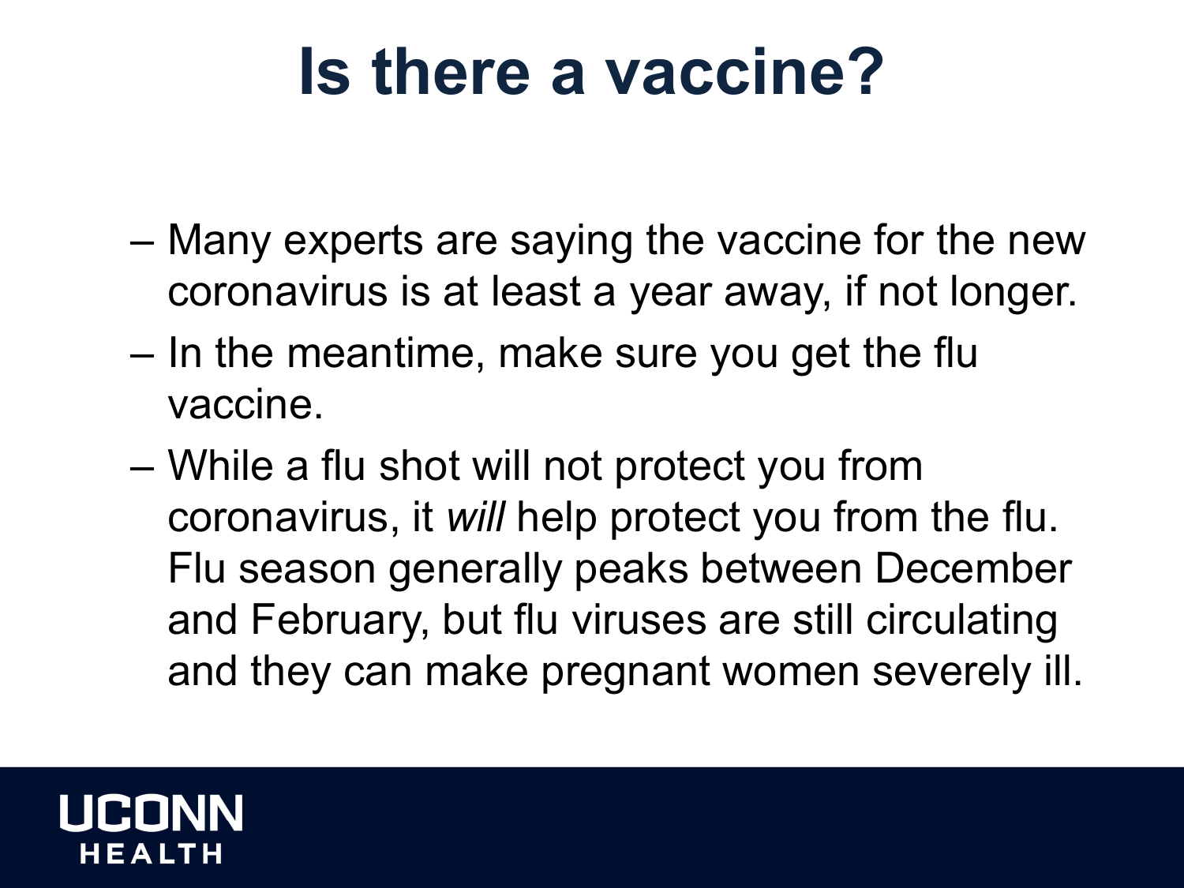# Is there a vaccine?

- Many experts are saying the vaccine for the new coronavirus is at least a year away, if not longer.
- In the meantime, make sure you get the flu vaccine.
- While a flu shot will not protect you from coronavirus, it *will* help protect you from the flu. Flu season generally peaks between December and February, but flu viruses are still circulating and they can make pregnant women severely ill.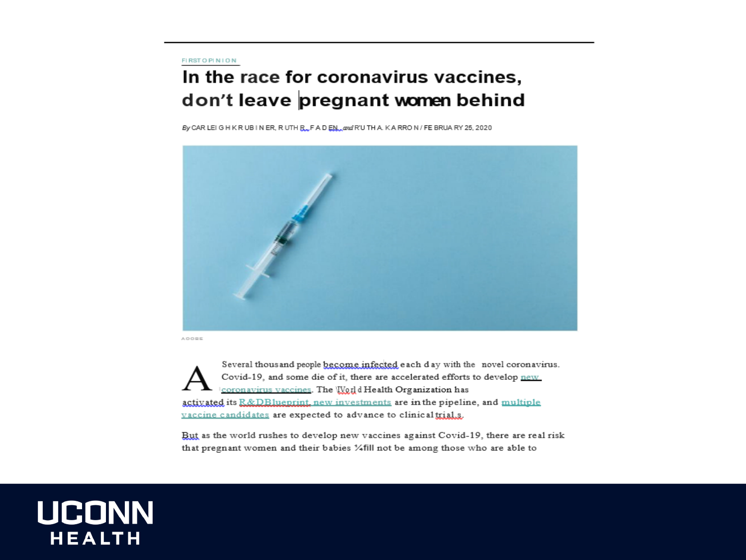FIRST OPINION

# In the race for coronavirus vaccines, don't leave pregnant women behind

*By* CARLEIGH KRUBINER, RUTH R. FADEN, *and* RUTH A. KARRON / FEBRUARY 25, 2020

ADOBE

A Several thousand people become infected each day with the novel coronavirus. Covid-19, and some die of it, there are accelerated efforts to develop new coronavirus vaccines. The World Health Organization has activated its R&D Blueprint, new investments are in the pipeline, and multiple vaccine candidates are expected to advance to clinical trials.

But as the world rushes to develop new vaccines against Covid-19, there are real risk that pregnant women and their babies ¼fill not be among those who are able to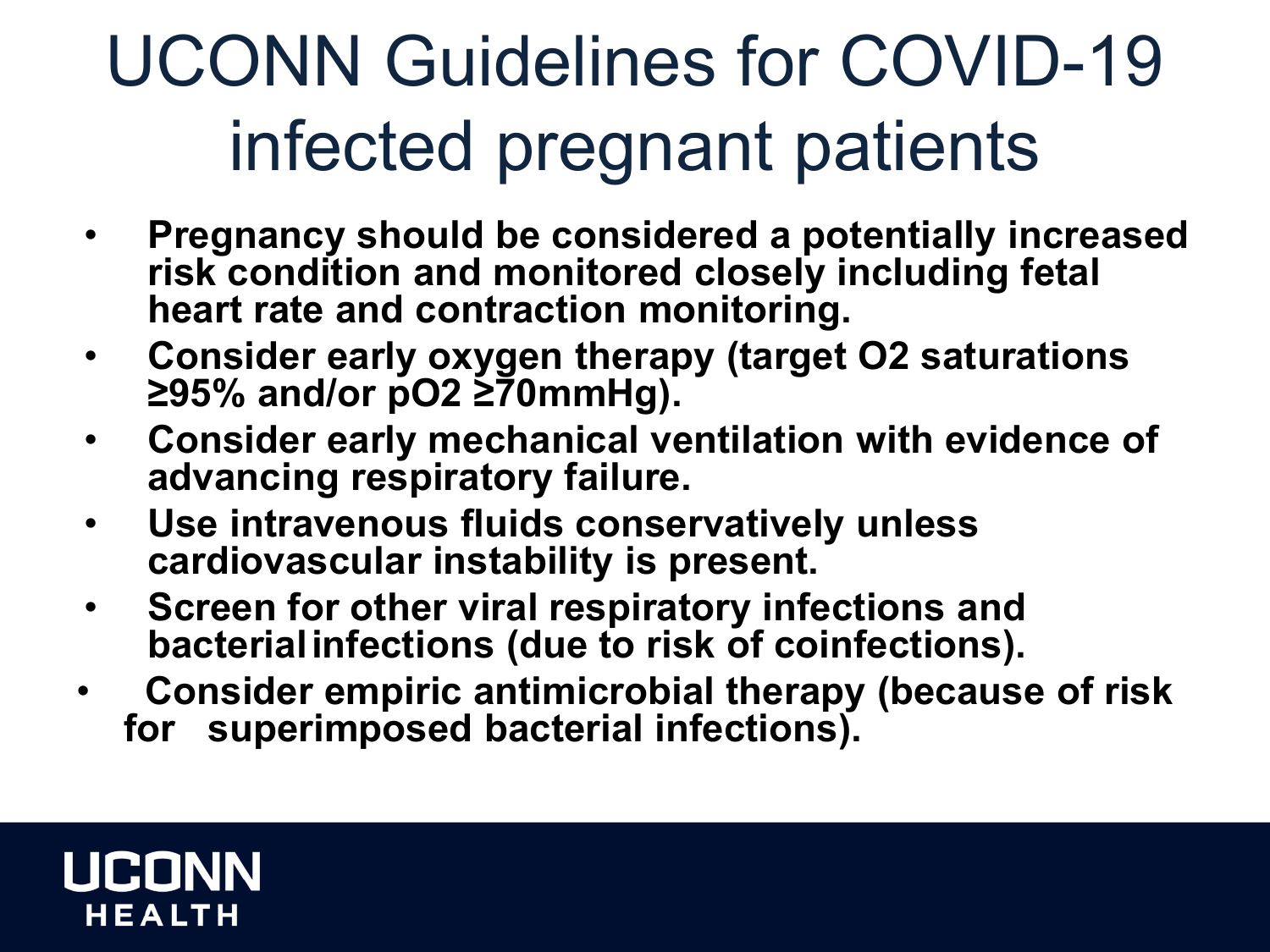# UCONN Guidelines for COVID-19 infected pregnant patients

- **Pregnancy should be considered a potentially increased risk condition and monitored closely including fetal heart rate and contraction monitoring.**
- **Consider early oxygen therapy (target O2 saturations ≥95% and/or pO2 ≥70mmHg).**
- **Consider early mechanical ventilation with evidence of advancing respiratory failure.**
- **Use intravenous fluids conservatively unless cardiovascular instability is present.**
- **Screen for other viral respiratory infections and bacterial infections (due to risk of coinfections).**
- **Consider empiric antimicrobial therapy (because of risk for superimposed bacterial infections).**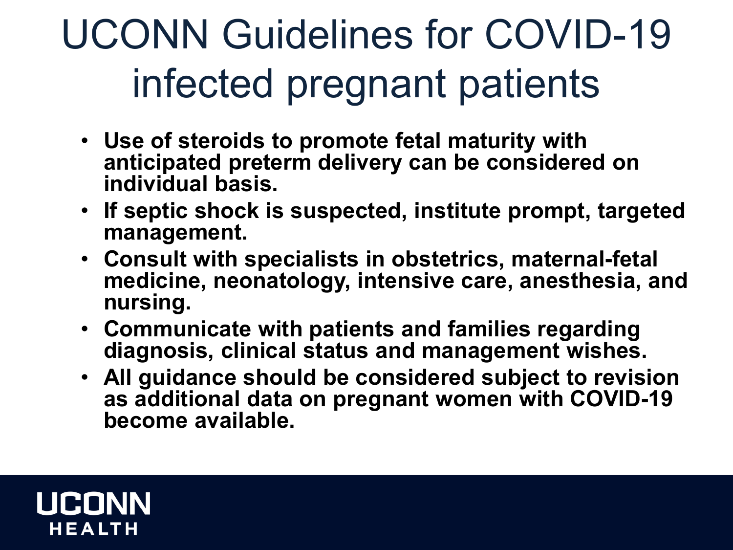# UCONN Guidelines for COVID-19 infected pregnant patients

- **Use of steroids to promote fetal maturity with anticipated preterm delivery can be considered on individual basis.**
- **If septic shock is suspected, institute prompt, targeted management.**
- **Consult with specialists in obstetrics, maternal-fetal medicine, neonatology, intensive care, anesthesia, and nursing.**
- **Communicate with patients and families regarding diagnosis, clinical status and management wishes.**
- **All guidance should be considered subject to revision as additional data on pregnant women with COVID-19 become available.**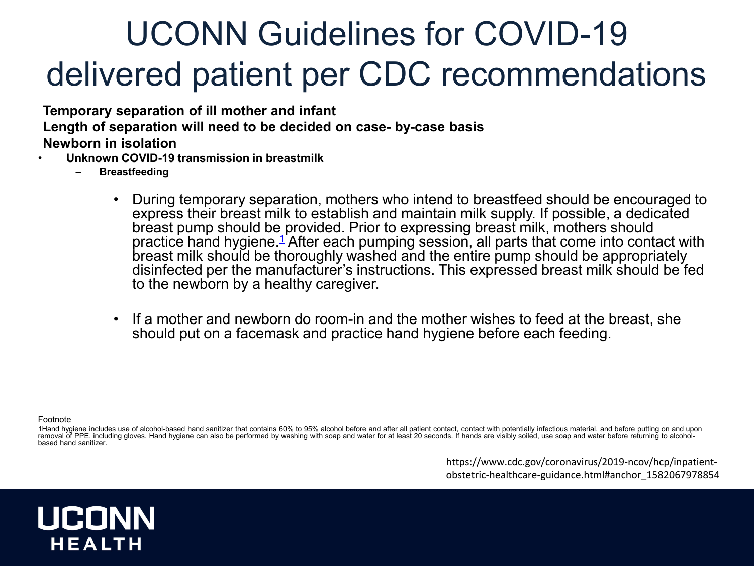# UCONN Guidelines for COVID-19 delivered patient per CDC recommendations

**Temporary separation of ill mother and infant**

**Length of separation will need to be decided on case- by-case basis**

**Newborn in isolation**

- **Unknown COVID-19 transmission in breastmilk**
  - **Breastfeeding**
    - During temporary separation, mothers who intend to breastfeed should be encouraged to express their breast milk to establish and maintain milk supply. If possible, a dedicated breast pump should be provided. Prior to expressing breast milk, mothers should practice hand hygiene.[1] After each pumping session, all parts that come into contact with breast milk should be thoroughly washed and the entire pump should be appropriately disinfected per the manufacturer's instructions. This expressed breast milk should be fed to the newborn by a healthy caregiver.
    - If a mother and newborn do room-in and the mother wishes to feed at the breast, she should put on a facemask and practice hand hygiene before each feeding.

Footnote

1Hand hygiene includes use of alcohol-based hand sanitizer that contains 60% to 95% alcohol before and after all patient contact, contact with potentially infectious material, and before putting on and upon removal of PPE, including gloves. Hand hygiene can also be performed by washing with soap and water for at least 20 seconds. If hands are visibly soiled, use soap and water before returning to alcohol-based hand sanitizer.

https://www.cdc.gov/coronavirus/2019-ncov/hcp/inpatient-obstetric-healthcare-guidance.html#anchor_1582067978854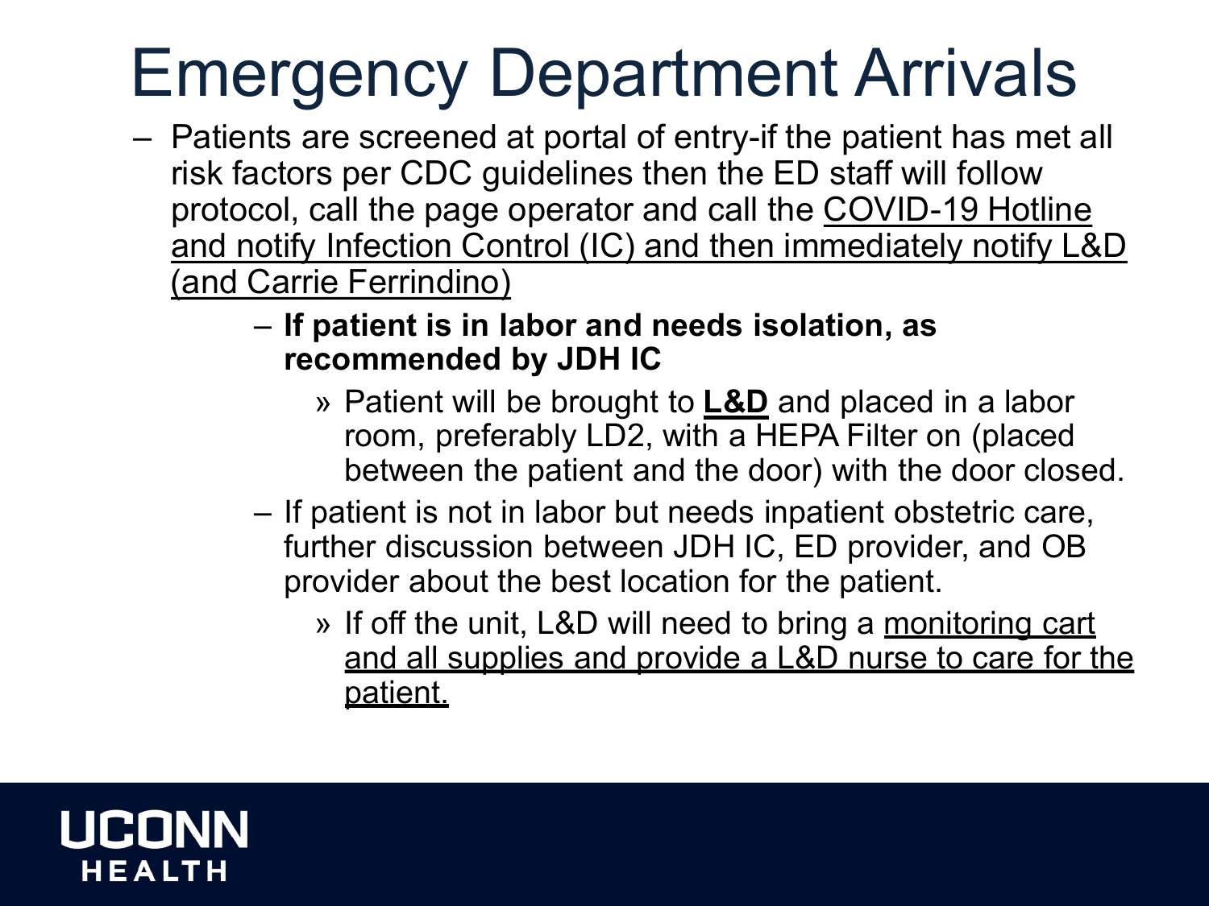# Emergency Department Arrivals

- Patients are screened at portal of entry-if the patient has met all risk factors per CDC guidelines then the ED staff will follow protocol, call the page operator and call the <u>COVID-19 Hotline and notify Infection Control (IC) and then immediately notify L&D (and Carrie Ferrindino)</u>
  - **If patient is in labor and needs isolation, as recommended by JDH IC**
    - Patient will be brought to **<u>L&D</u>** and placed in a labor room, preferably LD2, with a HEPA Filter on (placed between the patient and the door) with the door closed.
  - If patient is not in labor but needs inpatient obstetric care, further discussion between JDH IC, ED provider, and OB provider about the best location for the patient.
    - If off the unit, L&D will need to bring a <u>monitoring cart and all supplies and provide a L&D nurse to care for the patient.</u>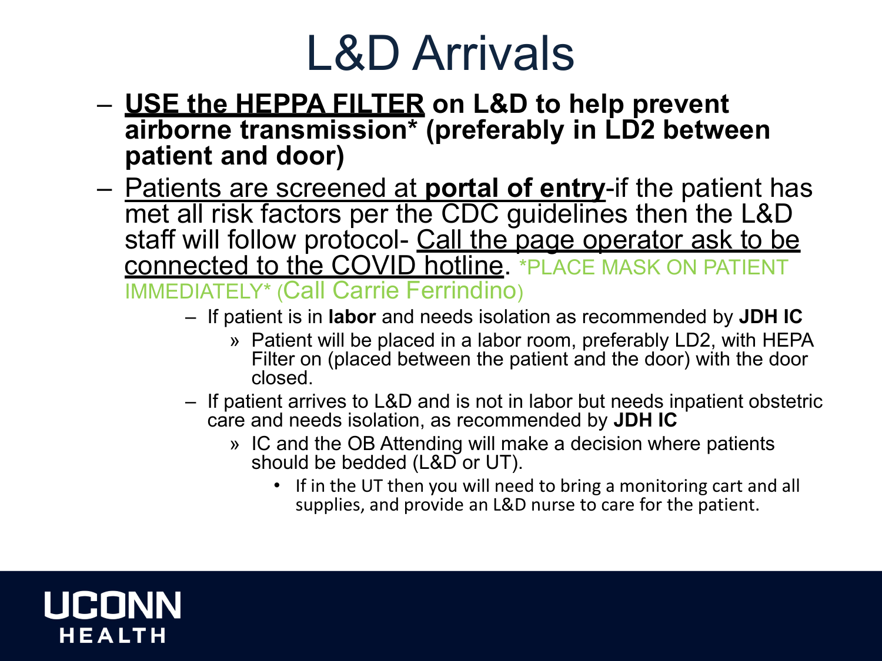# L&D Arrivals

- **USE the HEPPA FILTER on L&D to help prevent airborne transmission* (preferably in LD2 between patient and door)**
- Patients are screened at **portal of entry**-if the patient has met all risk factors per the CDC guidelines then the L&D staff will follow protocol- Call the page operator ask to be connected to the COVID hotline. *PLACE MASK ON PATIENT IMMEDIATELY* (Call Carrie Ferrindino)
  - If patient is in **labor** and needs isolation as recommended by **JDH IC**
    - Patient will be placed in a labor room, preferably LD2, with HEPA Filter on (placed between the patient and the door) with the door closed.
  - If patient arrives to L&D and is not in labor but needs inpatient obstetric care and needs isolation, as recommended by **JDH IC**
    - IC and the OB Attending will make a decision where patients should be bedded (L&D or UT).
      - If in the UT then you will need to bring a monitoring cart and all supplies, and provide an L&D nurse to care for the patient.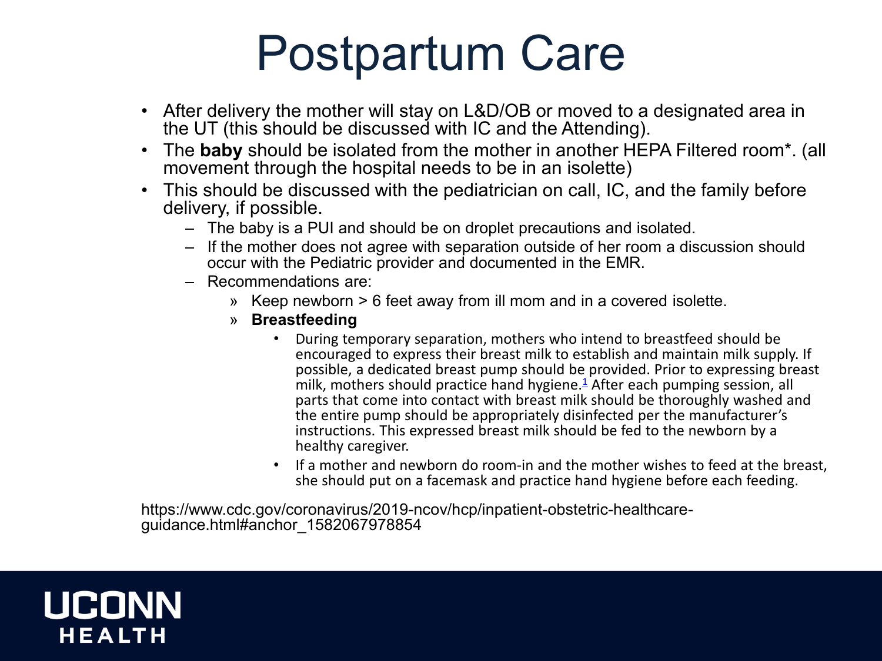# Postpartum Care

- After delivery the mother will stay on L&D/OB or moved to a designated area in the UT (this should be discussed with IC and the Attending).
- The **baby** should be isolated from the mother in another HEPA Filtered room*. (all movement through the hospital needs to be in an isolette)
- This should be discussed with the pediatrician on call, IC, and the family before delivery, if possible.
  - The baby is a PUI and should be on droplet precautions and isolated.
  - If the mother does not agree with separation outside of her room a discussion should occur with the Pediatric provider and documented in the EMR.
  - Recommendations are:
    - Keep newborn > 6 feet away from ill mom and in a covered isolette.
    - **Breastfeeding**
      - During temporary separation, mothers who intend to breastfeed should be encouraged to express their breast milk to establish and maintain milk supply. If possible, a dedicated breast pump should be provided. Prior to expressing breast milk, mothers should practice hand hygiene.[1] After each pumping session, all parts that come into contact with breast milk should be thoroughly washed and the entire pump should be appropriately disinfected per the manufacturer's instructions. This expressed breast milk should be fed to the newborn by a healthy caregiver.
      - If a mother and newborn do room-in and the mother wishes to feed at the breast, she should put on a facemask and practice hand hygiene before each feeding.

https://www.cdc.gov/coronavirus/2019-ncov/hcp/inpatient-obstetric-healthcare-guidance.html#anchor_1582067978854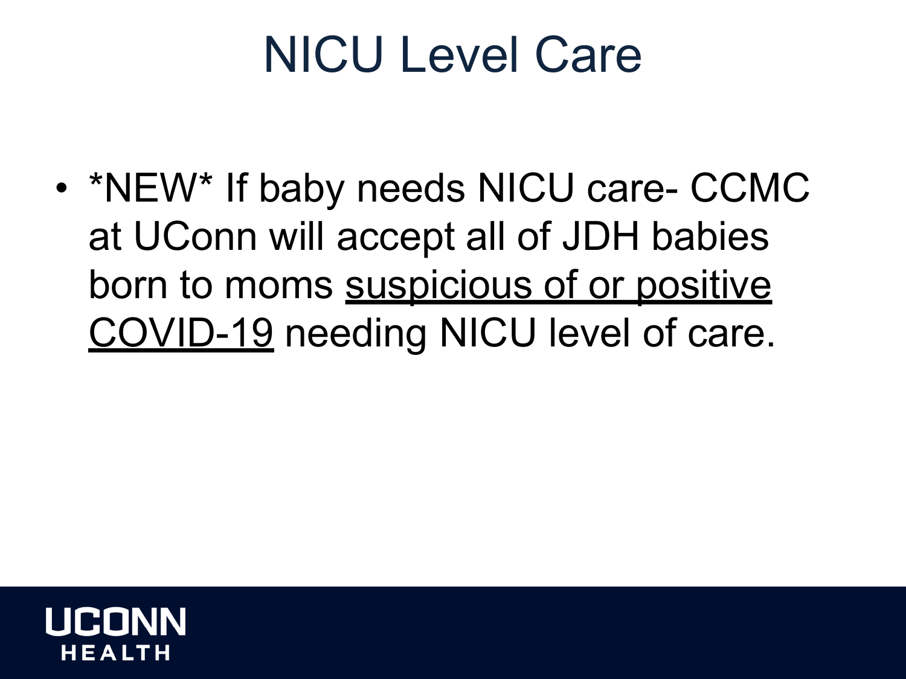# NICU Level Care

- *NEW* If baby needs NICU care- CCMC at UConn will accept all of JDH babies born to moms <u>suspicious of or positive COVID-19</u> needing NICU level of care.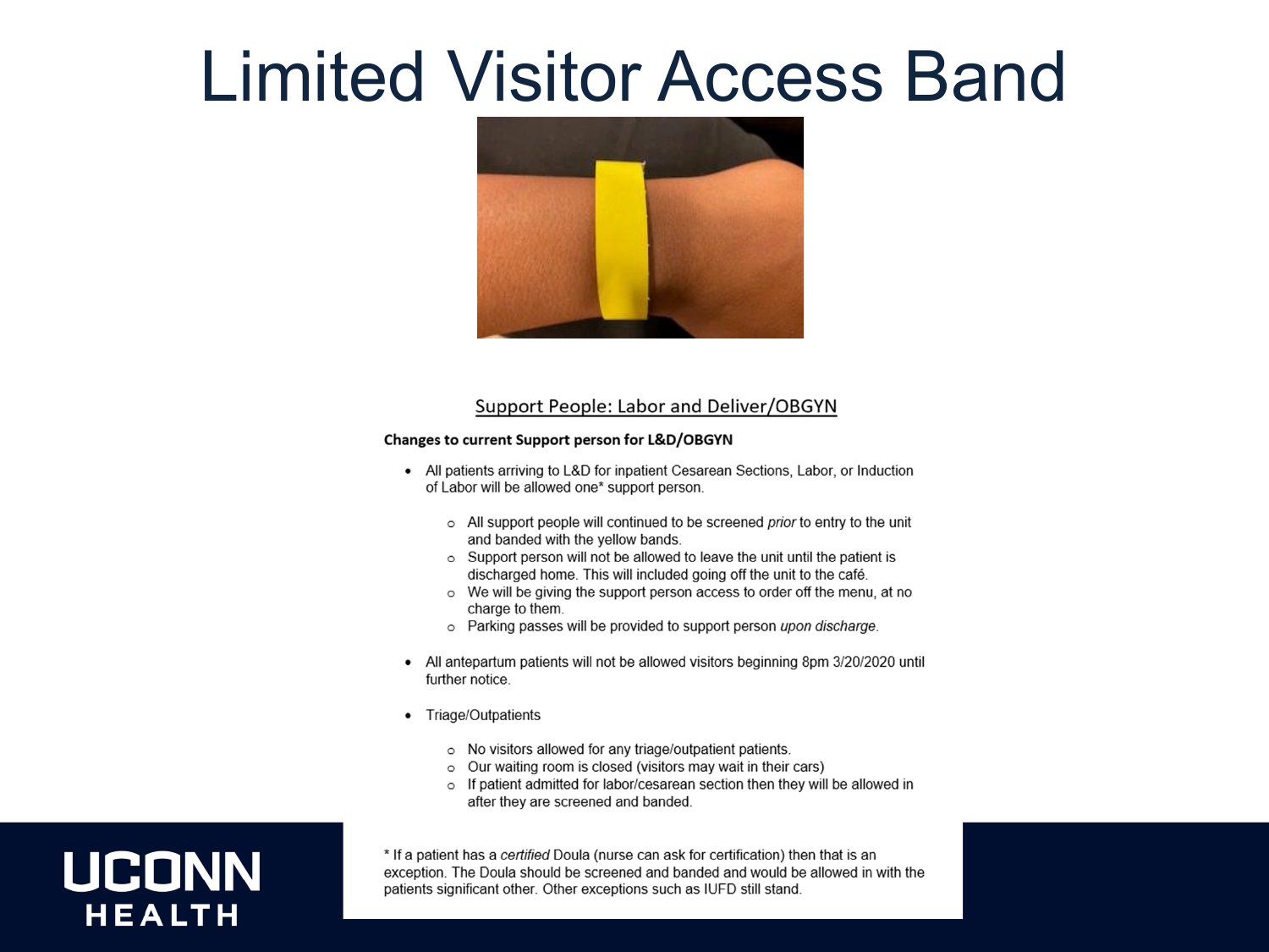# Limited Visitor Access Band

<u>Support People: Labor and Deliver/OBGYN</u>

**Changes to current Support person for L&D/OBGYN**

- All patients arriving to L&D for inpatient Cesarean Sections, Labor, or Induction of Labor will be allowed one* support person.
  - All support people will continued to be screened *prior* to entry to the unit and banded with the yellow bands.
  - Support person will not be allowed to leave the unit until the patient is discharged home. This will included going off the unit to the café.
  - We will be giving the support person access to order off the menu, at no charge to them.
  - Parking passes will be provided to support person *upon discharge*.
- All antepartum patients will not be allowed visitors beginning 8pm 3/20/2020 until further notice.
- Triage/Outpatients
  - No visitors allowed for any triage/outpatient patients.
  - Our waiting room is closed (visitors may wait in their cars)
  - If patient admitted for labor/cesarean section then they will be allowed in after they are screened and banded.

* If a patient has a *certified* Doula (nurse can ask for certification) then that is an exception. The Doula should be screened and banded and would be allowed in with the patients significant other. Other exceptions such as IUFD still stand.

UCONN HEALTH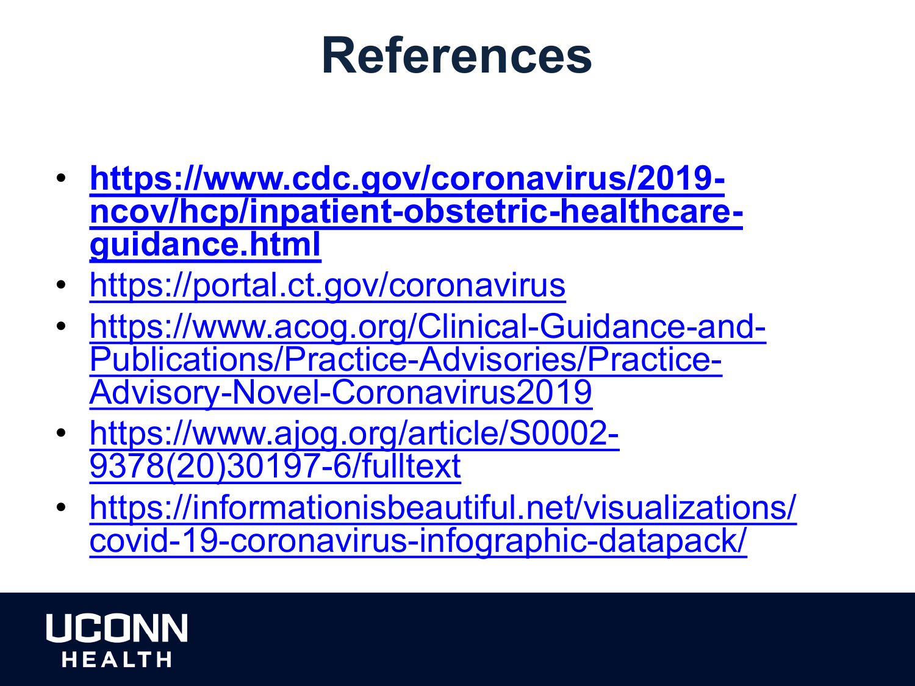# References

- **https://www.cdc.gov/coronavirus/2019-ncov/hcp/inpatient-obstetric-healthcare-guidance.html**
- https://portal.ct.gov/coronavirus
- https://www.acog.org/Clinical-Guidance-and-Publications/Practice-Advisories/Practice-Advisory-Novel-Coronavirus2019
- https://www.ajog.org/article/S0002-9378(20)30197-6/fulltext
- https://informationisbeautiful.net/visualizations/covid-19-coronavirus-infographic-datapack/